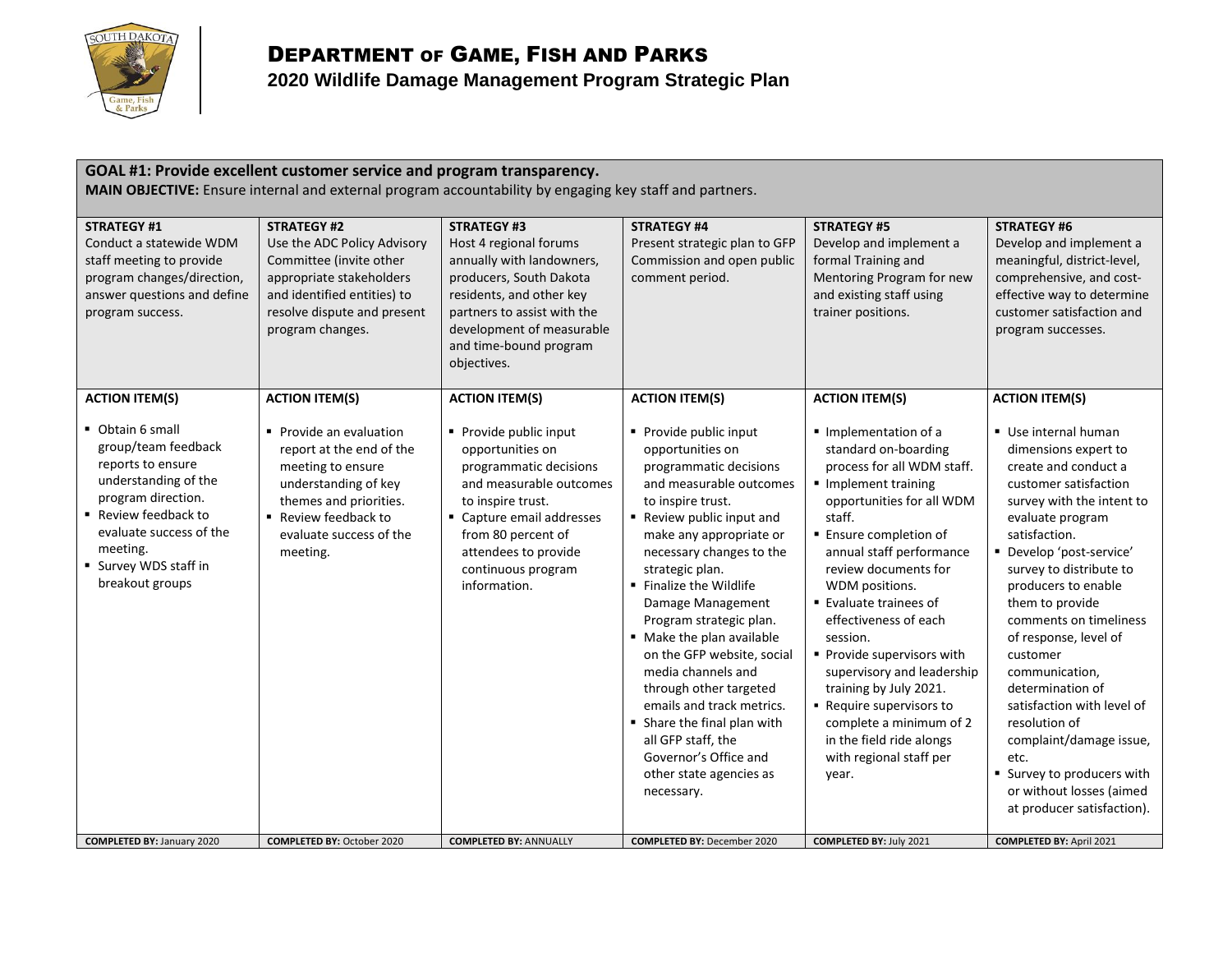# Department of Game, Fish and Parks

## 2020 Wildlife Damage Management Program Strategic Plan

**GOAL #1: Provide excellent customer service and program transparency.**

**MAIN OBJECTIVE:** Ensure internal and external program accountability by engaging key staff and partners.

| **STRATEGY #1** | **STRATEGY #2** | **STRATEGY #3** | **STRATEGY #4** | **STRATEGY #5** | **STRATEGY #6** |
|---|---|---|---|---|---|
| Conduct a statewide WDM staff meeting to provide program changes/direction, answer questions and define program success. | Use the ADC Policy Advisory Committee (invite other appropriate stakeholders and identified entities) to resolve dispute and present program changes. | Host 4 regional forums annually with landowners, producers, South Dakota residents, and other key partners to assist with the development of measurable and time-bound program objectives. | Present strategic plan to GFP Commission and open public comment period. | Develop and implement a formal Training and Mentoring Program for new and existing staff using trainer positions. | Develop and implement a meaningful, district-level, comprehensive, and cost-effective way to determine customer satisfaction and program successes. |
| **ACTION ITEM(S)** | **ACTION ITEM(S)** | **ACTION ITEM(S)** | **ACTION ITEM(S)** | **ACTION ITEM(S)** | **ACTION ITEM(S)** |
| ▪ Obtain 6 small group/team feedback reports to ensure understanding of the program direction.<br>▪ Review feedback to evaluate success of the meeting.<br>▪ Survey WDS staff in breakout groups | ▪ Provide an evaluation report at the end of the meeting to ensure understanding of key themes and priorities.<br>▪ Review feedback to evaluate success of the meeting. | ▪ Provide public input opportunities on programmatic decisions and measurable outcomes to inspire trust.<br>▪ Capture email addresses from 80 percent of attendees to provide continuous program information. | ▪ Provide public input opportunities on programmatic decisions and measurable outcomes to inspire trust.<br>▪ Review public input and make any appropriate or necessary changes to the strategic plan.<br>▪ Finalize the Wildlife Damage Management Program strategic plan.<br>▪ Make the plan available on the GFP website, social media channels and through other targeted emails and track metrics.<br>▪ Share the final plan with all GFP staff, the Governor's Office and other state agencies as necessary. | ▪ Implementation of a standard on-boarding process for all WDM staff.<br>▪ Implement training opportunities for all WDM staff.<br>▪ Ensure completion of annual staff performance review documents for WDM positions.<br>▪ Evaluate trainees of effectiveness of each session.<br>▪ Provide supervisors with supervisory and leadership training by July 2021.<br>▪ Require supervisors to complete a minimum of 2 in the field ride alongs with regional staff per year. | ▪ Use internal human dimensions expert to create and conduct a customer satisfaction survey with the intent to evaluate program satisfaction.<br>▪ Develop 'post-service' survey to distribute to producers to enable them to provide comments on timeliness of response, level of customer communication, determination of satisfaction with level of resolution of complaint/damage issue, etc.<br>▪ Survey to producers with or without losses (aimed at producer satisfaction). |
| **COMPLETED BY:** January 2020 | **COMPLETED BY:** October 2020 | **COMPLETED BY:** ANNUALLY | **COMPLETED BY:** December 2020 | **COMPLETED BY:** July 2021 | **COMPLETED BY:** April 2021 |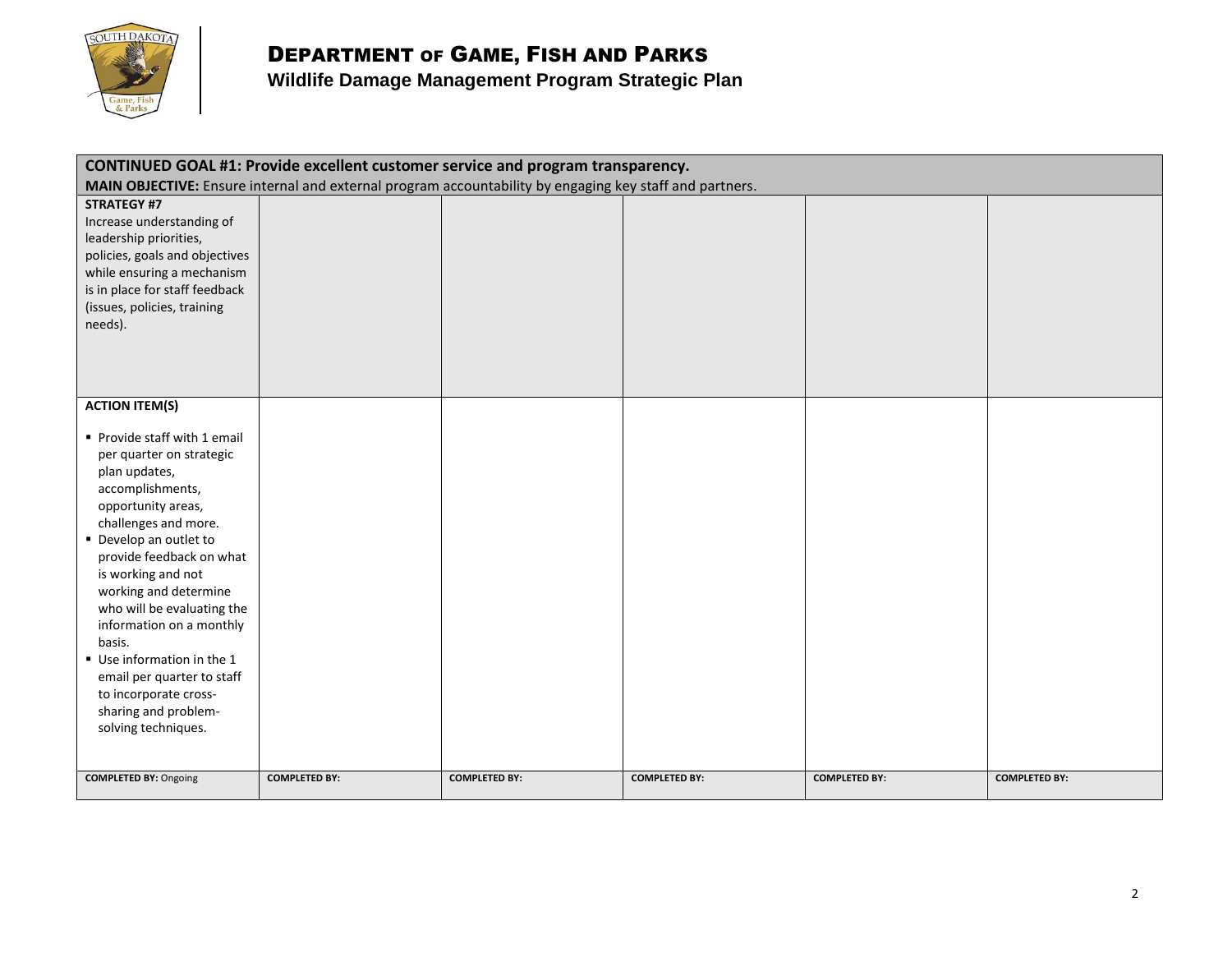# DEPARTMENT OF GAME, FISH AND PARKS

**Wildlife Damage Management Program Strategic Plan**

| **CONTINUED GOAL #1: Provide excellent customer service and program transparency.**<br>**MAIN OBJECTIVE:** Ensure internal and external program accountability by engaging key staff and partners. | | | | | |
|---|---|---|---|---|---|
| **STRATEGY #7**<br>Increase understanding of leadership priorities, policies, goals and objectives while ensuring a mechanism is in place for staff feedback (issues, policies, training needs). | | | | | |
| **ACTION ITEM(S)**<br>▪ Provide staff with 1 email per quarter on strategic plan updates, accomplishments, opportunity areas, challenges and more.<br>▪ Develop an outlet to provide feedback on what is working and not working and determine who will be evaluating the information on a monthly basis.<br>▪ Use information in the 1 email per quarter to staff to incorporate cross-sharing and problem-solving techniques. | | | | | |
| **COMPLETED BY:** Ongoing | **COMPLETED BY:** | **COMPLETED BY:** | **COMPLETED BY:** | **COMPLETED BY:** | **COMPLETED BY:** |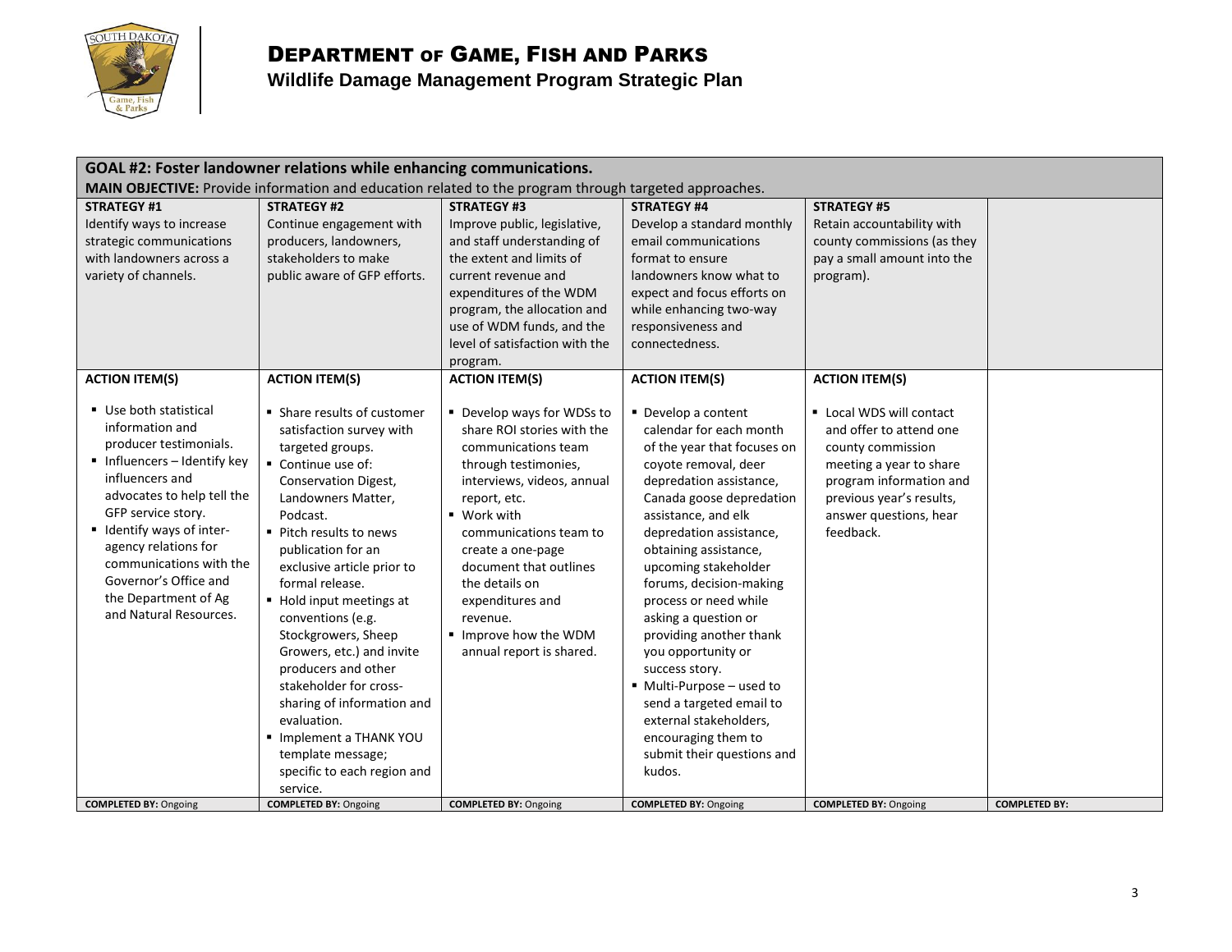# Department of Game, Fish and Parks

## Wildlife Damage Management Program Strategic Plan

**GOAL #2: Foster landowner relations while enhancing communications.**

**MAIN OBJECTIVE:** Provide information and education related to the program through targeted approaches.

| STRATEGY #1 | STRATEGY #2 | STRATEGY #3 | STRATEGY #4 | STRATEGY #5 | |
|---|---|---|---|---|---|
| Identify ways to increase strategic communications with landowners across a variety of channels. | Continue engagement with producers, landowners, stakeholders to make public aware of GFP efforts. | Improve public, legislative, and staff understanding of the extent and limits of the current revenue and expenditures of the WDM program, the allocation and use of WDM funds, and the level of satisfaction with the program. | Develop a standard monthly email communications format to ensure landowners know what to expect and focus efforts on while enhancing two-way responsiveness and connectedness. | Retain accountability with county commissions (as they pay a small amount into the program). | |
| **ACTION ITEM(S)** | **ACTION ITEM(S)** | **ACTION ITEM(S)** | **ACTION ITEM(S)** | **ACTION ITEM(S)** | |
| ▪ Use both statistical information and producer testimonials.<br>▪ Influencers – Identify key influencers and advocates to help tell the GFP service story.<br>▪ Identify ways of inter-agency relations for communications with the Governor's Office and the Department of Ag and Natural Resources. | ▪ Share results of customer satisfaction survey with targeted groups.<br>▪ Continue use of: Conservation Digest, Landowners Matter, Podcast.<br>▪ Pitch results to news publication for an exclusive article prior to formal release.<br>▪ Hold input meetings at conventions (e.g. Stockgrowers, Sheep Growers, etc.) and invite producers and other stakeholder for cross-sharing of information and evaluation.<br>▪ Implement a THANK YOU template message; specific to each region and service. | ▪ Develop ways for WDSs to share ROI stories with the communications team through testimonies, interviews, videos, annual report, etc.<br>▪ Work with communications team to create a one-page document that outlines the details on expenditures and revenue.<br>▪ Improve how the WDM annual report is shared. | ▪ Develop a content calendar for each month of the year that focuses on coyote removal, deer depredation assistance, Canada goose depredation assistance, and elk depredation assistance, obtaining assistance, upcoming stakeholder forums, decision-making process or need while asking a question or providing another thank you opportunity or success story.<br>▪ Multi-Purpose – used to send a targeted email to external stakeholders, encouraging them to submit their questions and kudos. | ▪ Local WDS will contact and offer to attend one county commission meeting a year to share program information and previous year's results, answer questions, hear feedback. | |
| **COMPLETED BY:** Ongoing | **COMPLETED BY:** Ongoing | **COMPLETED BY:** Ongoing | **COMPLETED BY:** Ongoing | **COMPLETED BY:** Ongoing | **COMPLETED BY:** |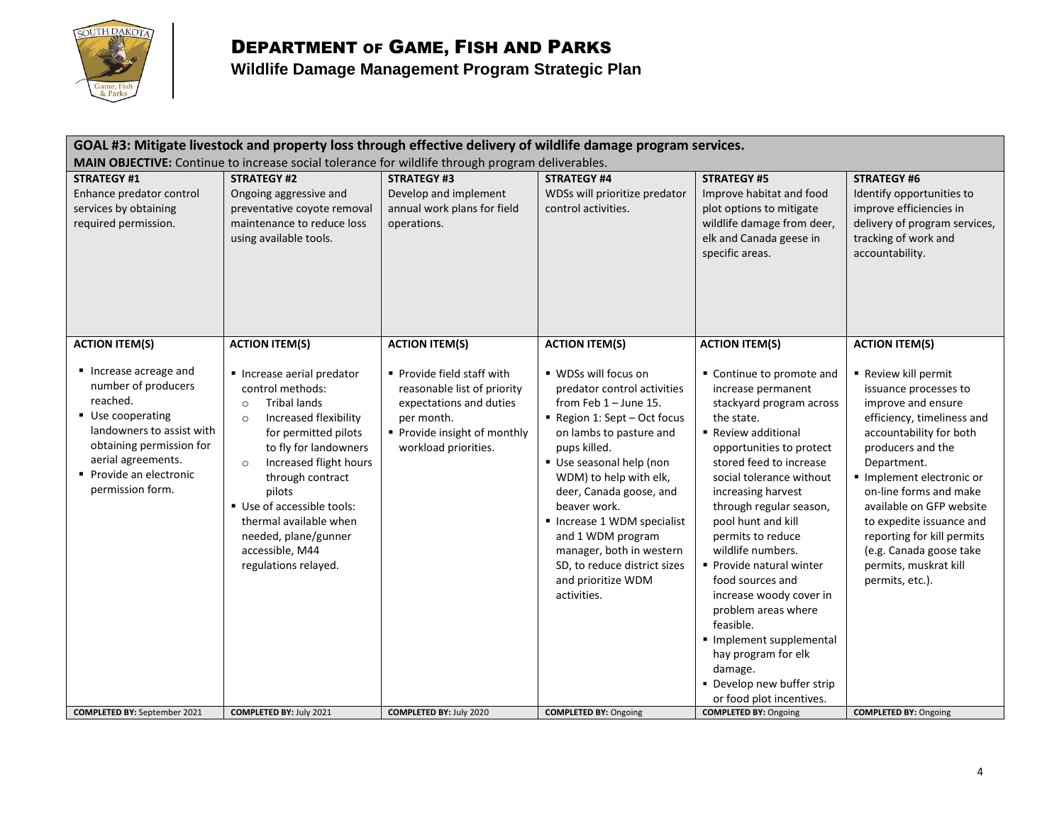# Department of Game, Fish and Parks

## Wildlife Damage Management Program Strategic Plan

| GOAL #3: Mitigate livestock and property loss through effective delivery of wildlife damage program services. | | | | | |
|---|---|---|---|---|---|
| **MAIN OBJECTIVE:** Continue to increase social tolerance for wildlife through program deliverables. | | | | | |
| **STRATEGY #1**<br>Enhance predator control services by obtaining required permission. | **STRATEGY #2**<br>Ongoing aggressive and preventative coyote removal maintenance to reduce loss using available tools. | **STRATEGY #3**<br>Develop and implement annual work plans for field operations. | **STRATEGY #4**<br>WDSs will prioritize predator control activities. | **STRATEGY #5**<br>Improve habitat and food plot options to mitigate wildlife damage from deer, elk and Canada geese in specific areas. | **STRATEGY #6**<br>Identify opportunities to improve efficiencies in delivery of program services, tracking of work and accountability. |
| **ACTION ITEM(S)**<br>▪ Increase acreage and number of producers reached.<br>▪ Use cooperating landowners to assist with obtaining permission for aerial agreements.<br>▪ Provide an electronic permission form. | **ACTION ITEM(S)**<br>▪ Increase aerial predator control methods:<br>○ Tribal lands<br>○ Increased flexibility for permitted pilots to fly for landowners<br>○ Increased flight hours through contract pilots<br>▪ Use of accessible tools: thermal available when needed, plane/gunner accessible, M44 regulations relayed. | **ACTION ITEM(S)**<br>▪ Provide field staff with reasonable list of priority expectations and duties per month.<br>▪ Provide insight of monthly workload priorities. | **ACTION ITEM(S)**<br>▪ WDSs will focus on predator control activities from Feb 1 – June 15.<br>▪ Region 1: Sept – Oct focus on lambs to pasture and pups killed.<br>▪ Use seasonal help (non WDM) to help with elk, deer, Canada goose, and beaver work.<br>▪ Increase 1 WDM specialist and 1 WDM program manager, both in western SD, to reduce district sizes and prioritize WDM activities. | **ACTION ITEM(S)**<br>▪ Continue to promote and increase permanent stackyard program across the state.<br>▪ Review additional opportunities to protect stored feed to increase social tolerance without increasing harvest through regular season, pool hunt and kill permits to reduce wildlife numbers.<br>▪ Provide natural winter food sources and increase woody cover in problem areas where feasible.<br>▪ Implement supplemental hay program for elk damage.<br>▪ Develop new buffer strip or food plot incentives. | **ACTION ITEM(S)**<br>▪ Review kill permit issuance processes to improve and ensure efficiency, timeliness and accountability for both producers and the Department.<br>▪ Implement electronic or on-line forms and make available on GFP website to expedite issuance and reporting for kill permits (e.g. Canada goose take permits, muskrat kill permits, etc.). |
| **COMPLETED BY:** September 2021 | **COMPLETED BY:** July 2021 | **COMPLETED BY:** July 2020 | **COMPLETED BY:** Ongoing | **COMPLETED BY:** Ongoing | **COMPLETED BY:** Ongoing |